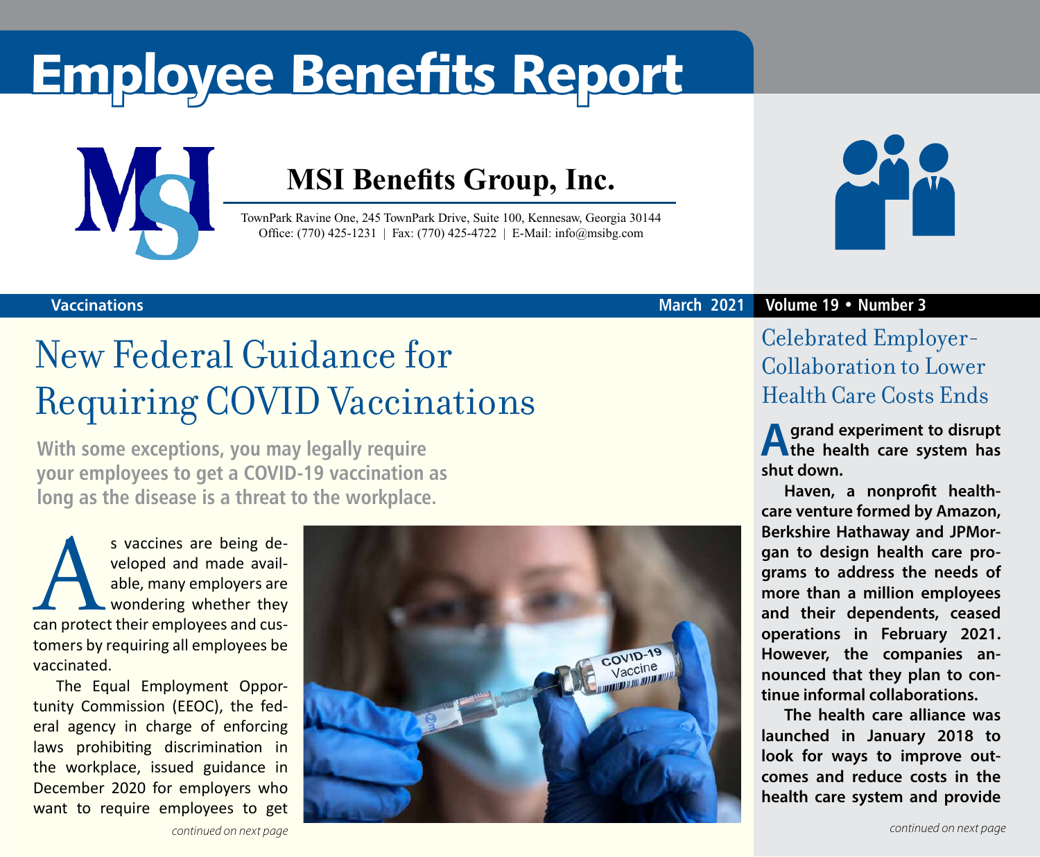# Employee Benefits Report

## MSI Benefits Group, Inc.

TownPark Ravine One, 245 TownPark Drive, Suite 100, Kennesaw, Georgia 30144
Office: (770) 425-1231 | Fax: (770) 425-4722 | E-Mail: info@msibg.com

**Vaccinations** | **March 2021** | **Volume 19 • Number 3**

# New Federal Guidance for Requiring COVID Vaccinations

**With some exceptions, you may legally require your employees to get a COVID-19 vaccination as long as the disease is a threat to the workplace.**

As vaccines are being developed and made available, many employers are wondering whether they can protect their employees and customers by requiring all employees be vaccinated.

The Equal Employment Opportunity Commission (EEOC), the federal agency in charge of enforcing laws prohibiting discrimination in the workplace, issued guidance in December 2020 for employers who want to require employees to get

*continued on next page*

# Celebrated Employer-Collaboration to Lower Health Care Costs Ends

**A grand experiment to disrupt the health care system has shut down.**

**Haven, a nonprofit healthcare venture formed by Amazon, Berkshire Hathaway and JPMorgan to design health care programs to address the needs of more than a million employees and their dependents, ceased operations in February 2021. However, the companies announced that they plan to continue informal collaborations.**

**The health care alliance was launched in January 2018 to look for ways to improve outcomes and reduce costs in the health care system and provide**

*continued on next page*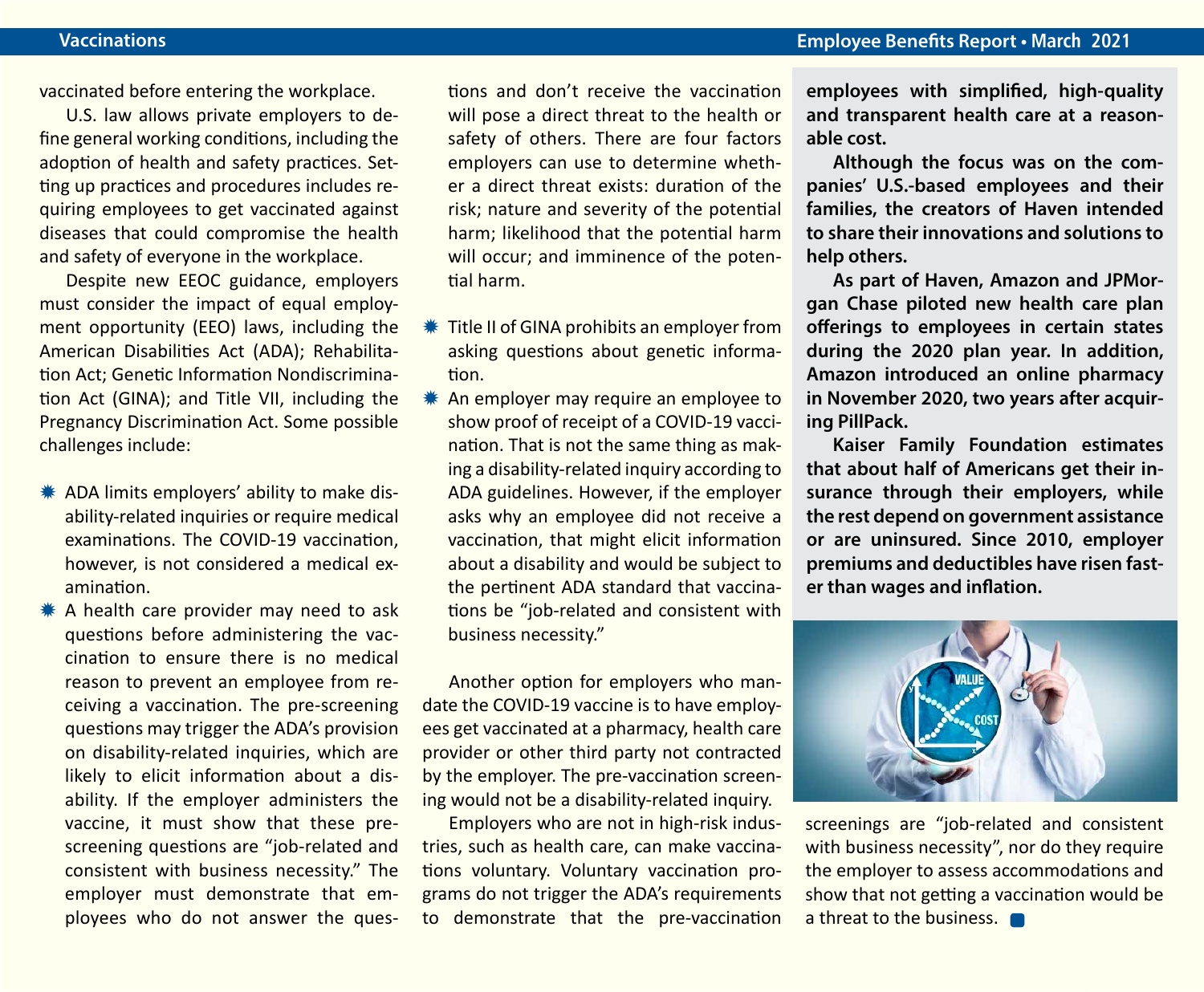vaccinated before entering the workplace.

U.S. law allows private employers to define general working conditions, including the adoption of health and safety practices. Setting up practices and procedures includes requiring employees to get vaccinated against diseases that could compromise the health and safety of everyone in the workplace.

Despite new EEOC guidance, employers must consider the impact of equal employment opportunity (EEO) laws, including the American Disabilities Act (ADA); Rehabilitation Act; Genetic Information Nondiscrimination Act (GINA); and Title VII, including the Pregnancy Discrimination Act. Some possible challenges include:

- ADA limits employers' ability to make disability-related inquiries or require medical examinations. The COVID-19 vaccination, however, is not considered a medical examination.
- A health care provider may need to ask questions before administering the vaccination to ensure there is no medical reason to prevent an employee from receiving a vaccination. The pre-screening questions may trigger the ADA's provision on disability-related inquiries, which are likely to elicit information about a disability. If the employer administers the vaccine, it must show that these prescreening questions are "job-related and consistent with business necessity." The employer must demonstrate that employees who do not answer the questions and don't receive the vaccination will pose a direct threat to the health or safety of others. There are four factors employers can use to determine whether a direct threat exists: duration of the risk; nature and severity of the potential harm; likelihood that the potential harm will occur; and imminence of the potential harm.
- Title II of GINA prohibits an employer from asking questions about genetic information.
- An employer may require an employee to show proof of receipt of a COVID-19 vaccination. That is not the same thing as making a disability-related inquiry according to ADA guidelines. However, if the employer asks why an employee did not receive a vaccination, that might elicit information about a disability and would be subject to the pertinent ADA standard that vaccinations be "job-related and consistent with business necessity."

Another option for employers who mandate the COVID-19 vaccine is to have employees get vaccinated at a pharmacy, health care provider or other third party not contracted by the employer. The pre-vaccination screening would not be a disability-related inquiry.

Employers who are not in high-risk industries, such as health care, can make vaccinations voluntary. Voluntary vaccination programs do not trigger the ADA's requirements to demonstrate that the pre-vaccination screenings are "job-related and consistent with business necessity", nor do they require the employer to assess accommodations and show that not getting a vaccination would be a threat to the business.

**employees with simplified, high-quality and transparent health care at a reasonable cost.**

**Although the focus was on the companies' U.S.-based employees and their families, the creators of Haven intended to share their innovations and solutions to help others.**

**As part of Haven, Amazon and JPMorgan Chase piloted new health care plan offerings to employees in certain states during the 2020 plan year. In addition, Amazon introduced an online pharmacy in November 2020, two years after acquiring PillPack.**

**Kaiser Family Foundation estimates that about half of Americans get their insurance through their employers, while the rest depend on government assistance or are uninsured. Since 2010, employer premiums and deductibles have risen faster than wages and inflation.**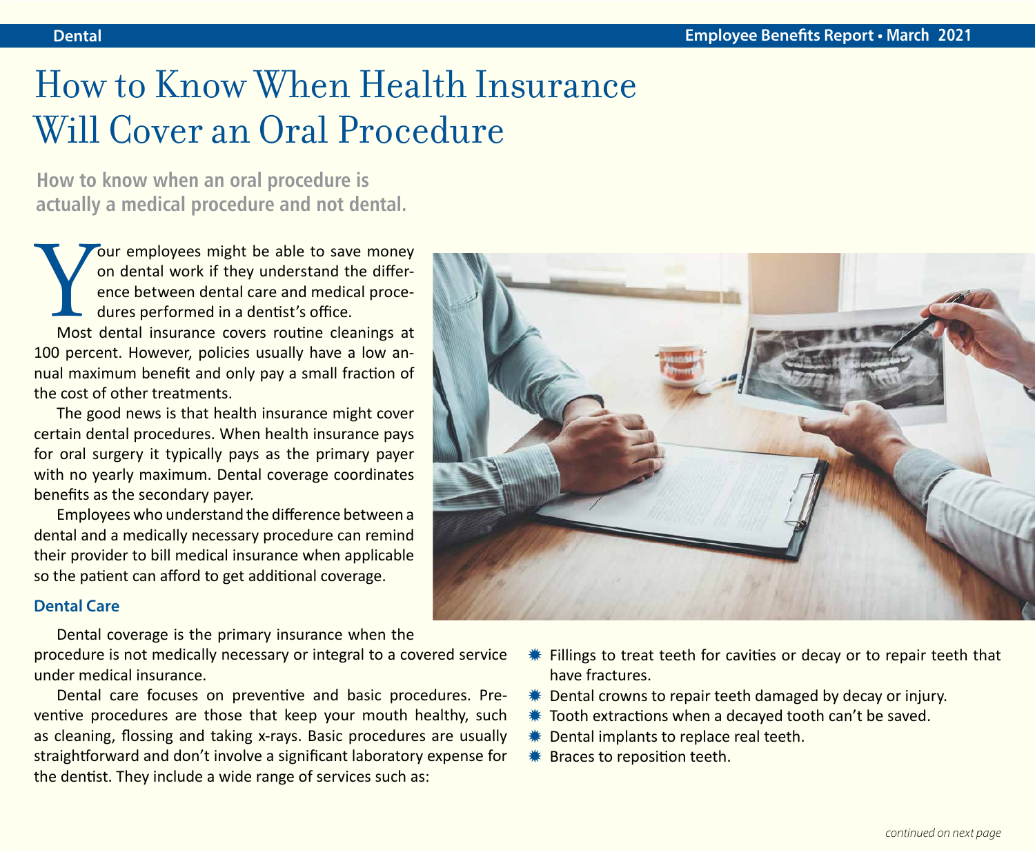# How to Know When Health Insurance Will Cover an Oral Procedure

**How to know when an oral procedure is actually a medical procedure and not dental.**

Your employees might be able to save money on dental work if they understand the difference between dental care and medical procedures performed in a dentist's office.

Most dental insurance covers routine cleanings at 100 percent. However, policies usually have a low annual maximum benefit and only pay a small fraction of the cost of other treatments.

The good news is that health insurance might cover certain dental procedures. When health insurance pays for oral surgery it typically pays as the primary payer with no yearly maximum. Dental coverage coordinates benefits as the secondary payer.

Employees who understand the difference between a dental and a medically necessary procedure can remind their provider to bill medical insurance when applicable so the patient can afford to get additional coverage.

### Dental Care

Dental coverage is the primary insurance when the procedure is not medically necessary or integral to a covered service under medical insurance.

Dental care focuses on preventive and basic procedures. Preventive procedures are those that keep your mouth healthy, such as cleaning, flossing and taking x-rays. Basic procedures are usually straightforward and don't involve a significant laboratory expense for the dentist. They include a wide range of services such as:

- Fillings to treat teeth for cavities or decay or to repair teeth that have fractures.
- Dental crowns to repair teeth damaged by decay or injury.
- Tooth extractions when a decayed tooth can't be saved.
- Dental implants to replace real teeth.
- Braces to reposition teeth.

*continued on next page*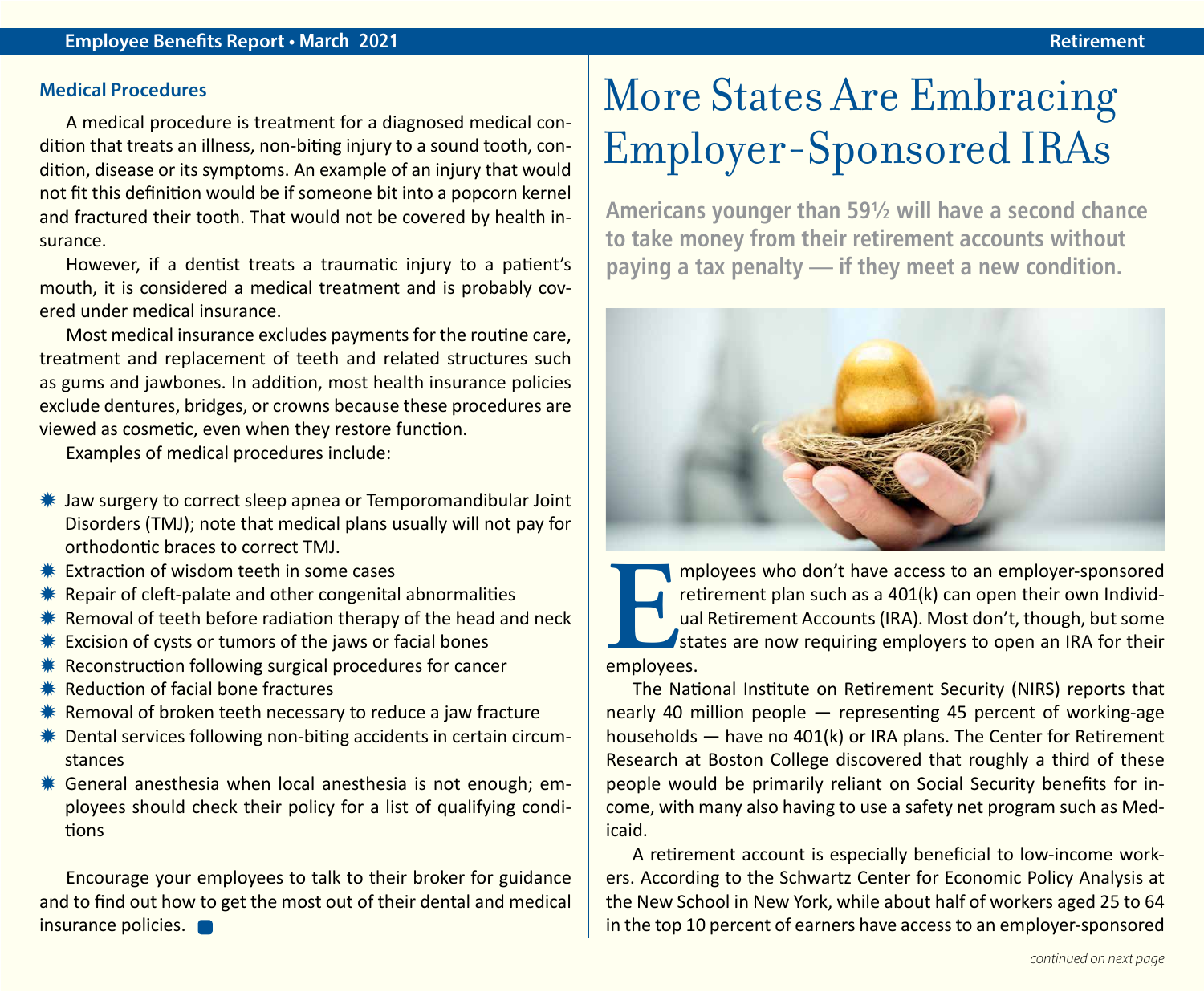### Medical Procedures

A medical procedure is treatment for a diagnosed medical condition that treats an illness, non-biting injury to a sound tooth, condition, disease or its symptoms. An example of an injury that would not fit this definition would be if someone bit into a popcorn kernel and fractured their tooth. That would not be covered by health insurance.

However, if a dentist treats a traumatic injury to a patient's mouth, it is considered a medical treatment and is probably covered under medical insurance.

Most medical insurance excludes payments for the routine care, treatment and replacement of teeth and related structures such as gums and jawbones. In addition, most health insurance policies exclude dentures, bridges, or crowns because these procedures are viewed as cosmetic, even when they restore function.

Examples of medical procedures include:

- Jaw surgery to correct sleep apnea or Temporomandibular Joint Disorders (TMJ); note that medical plans usually will not pay for orthodontic braces to correct TMJ.
- Extraction of wisdom teeth in some cases
- Repair of cleft-palate and other congenital abnormalities
- Removal of teeth before radiation therapy of the head and neck
- Excision of cysts or tumors of the jaws or facial bones
- Reconstruction following surgical procedures for cancer
- Reduction of facial bone fractures
- Removal of broken teeth necessary to reduce a jaw fracture
- Dental services following non-biting accidents in certain circumstances
- General anesthesia when local anesthesia is not enough; employees should check their policy for a list of qualifying conditions

Encourage your employees to talk to their broker for guidance and to find out how to get the most out of their dental and medical insurance policies.

# More States Are Embracing Employer-Sponsored IRAs

**Americans younger than 59½ will have a second chance to take money from their retirement accounts without paying a tax penalty — if they meet a new condition.**

Employees who don't have access to an employer-sponsored retirement plan such as a 401(k) can open their own Individual Retirement Accounts (IRA). Most don't, though, but some states are now requiring employers to open an IRA for their employees.

The National Institute on Retirement Security (NIRS) reports that nearly 40 million people — representing 45 percent of working-age households — have no 401(k) or IRA plans. The Center for Retirement Research at Boston College discovered that roughly a third of these people would be primarily reliant on Social Security benefits for income, with many also having to use a safety net program such as Medicaid.

A retirement account is especially beneficial to low-income workers. According to the Schwartz Center for Economic Policy Analysis at the New School in New York, while about half of workers aged 25 to 64 in the top 10 percent of earners have access to an employer-sponsored

*continued on next page*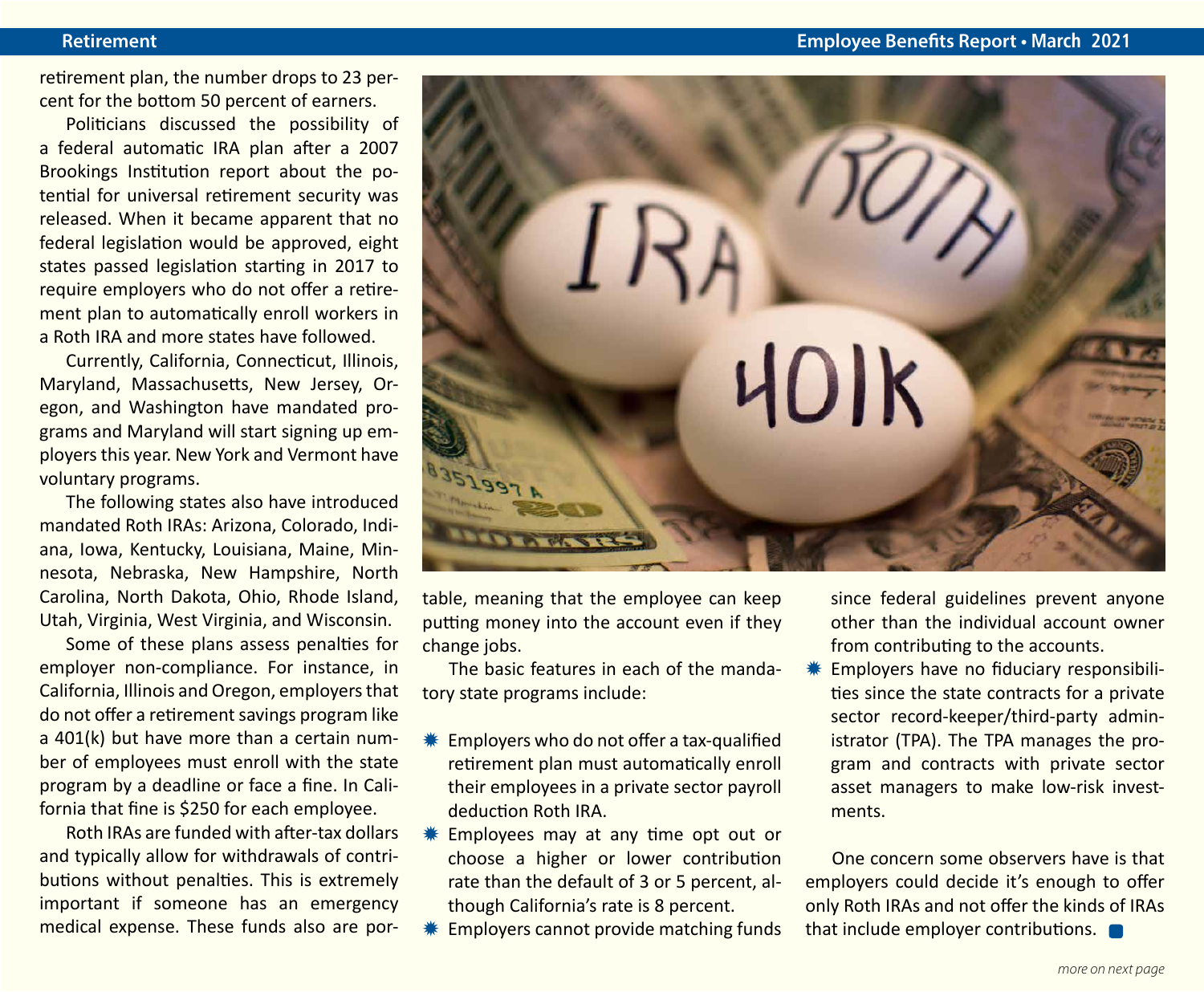retirement plan, the number drops to 23 percent for the bottom 50 percent of earners.

Politicians discussed the possibility of a federal automatic IRA plan after a 2007 Brookings Institution report about the potential for universal retirement security was released. When it became apparent that no federal legislation would be approved, eight states passed legislation starting in 2017 to require employers who do not offer a retirement plan to automatically enroll workers in a Roth IRA and more states have followed.

Currently, California, Connecticut, Illinois, Maryland, Massachusetts, New Jersey, Oregon, and Washington have mandated programs and Maryland will start signing up employers this year. New York and Vermont have voluntary programs.

The following states also have introduced mandated Roth IRAs: Arizona, Colorado, Indiana, Iowa, Kentucky, Louisiana, Maine, Minnesota, Nebraska, New Hampshire, North Carolina, North Dakota, Ohio, Rhode Island, Utah, Virginia, West Virginia, and Wisconsin.

Some of these plans assess penalties for employer non-compliance. For instance, in California, Illinois and Oregon, employers that do not offer a retirement savings program like a 401(k) but have more than a certain number of employees must enroll with the state program by a deadline or face a fine. In California that fine is $250 for each employee.

Roth IRAs are funded with after-tax dollars and typically allow for withdrawals of contributions without penalties. This is extremely important if someone has an emergency medical expense. These funds also are portable, meaning that the employee can keep putting money into the account even if they change jobs.

The basic features in each of the mandatory state programs include:

- Employers who do not offer a tax-qualified retirement plan must automatically enroll their employees in a private sector payroll deduction Roth IRA.
- Employees may at any time opt out or choose a higher or lower contribution rate than the default of 3 or 5 percent, although California's rate is 8 percent.
- Employers cannot provide matching funds since federal guidelines prevent anyone other than the individual account owner from contributing to the accounts.
- Employers have no fiduciary responsibilities since the state contracts for a private sector record-keeper/third-party administrator (TPA). The TPA manages the program and contracts with private sector asset managers to make low-risk investments.

One concern some observers have is that employers could decide it's enough to offer only Roth IRAs and not offer the kinds of IRAs that include employer contributions.

*more on next page*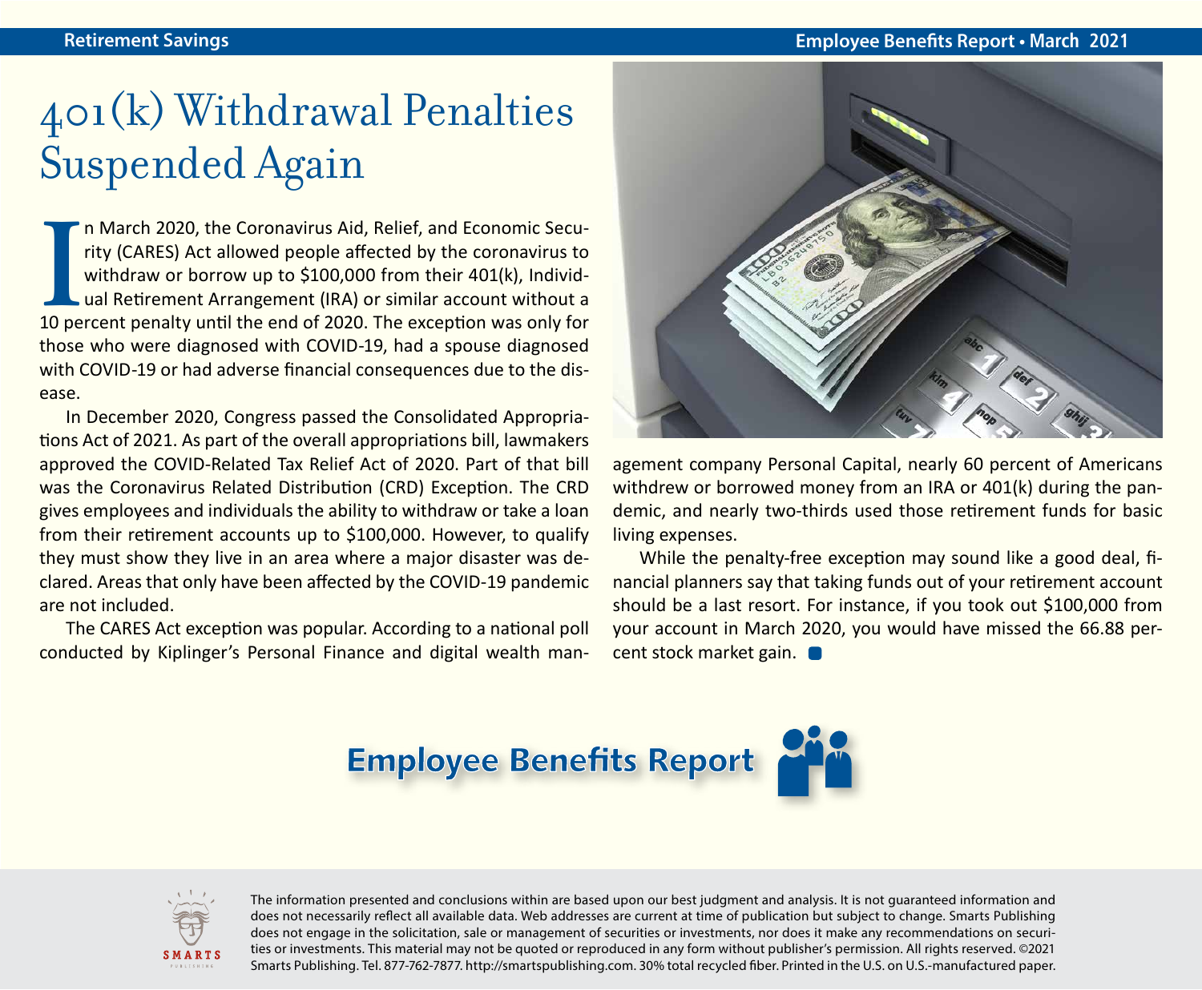# 401(k) Withdrawal Penalties Suspended Again

In March 2020, the Coronavirus Aid, Relief, and Economic Security (CARES) Act allowed people affected by the coronavirus to withdraw or borrow up to $100,000 from their 401(k), Individual Retirement Arrangement (IRA) or similar account without a 10 percent penalty until the end of 2020. The exception was only for those who were diagnosed with COVID-19, had a spouse diagnosed with COVID-19 or had adverse financial consequences due to the disease.

In December 2020, Congress passed the Consolidated Appropriations Act of 2021. As part of the overall appropriations bill, lawmakers approved the COVID-Related Tax Relief Act of 2020. Part of that bill was the Coronavirus Related Distribution (CRD) Exception. The CRD gives employees and individuals the ability to withdraw or take a loan from their retirement accounts up to $100,000. However, to qualify they must show they live in an area where a major disaster was declared. Areas that only have been affected by the COVID-19 pandemic are not included.

The CARES Act exception was popular. According to a national poll conducted by Kiplinger's Personal Finance and digital wealth management company Personal Capital, nearly 60 percent of Americans withdrew or borrowed money from an IRA or 401(k) during the pandemic, and nearly two-thirds used those retirement funds for basic living expenses.

While the penalty-free exception may sound like a good deal, financial planners say that taking funds out of your retirement account should be a last resort. For instance, if you took out $100,000 from your account in March 2020, you would have missed the 66.88 percent stock market gain.

**Employee Benefits Report**

The information presented and conclusions within are based upon our best judgment and analysis. It is not guaranteed information and does not necessarily reflect all available data. Web addresses are current at time of publication but subject to change. Smarts Publishing does not engage in the solicitation, sale or management of securities or investments, nor does it make any recommendations on securities or investments. This material may not be quoted or reproduced in any form without publisher's permission. All rights reserved. ©2021 Smarts Publishing. Tel. 877-762-7877. http://smartspublishing.com. 30% total recycled fiber. Printed in the U.S. on U.S.-manufactured paper.